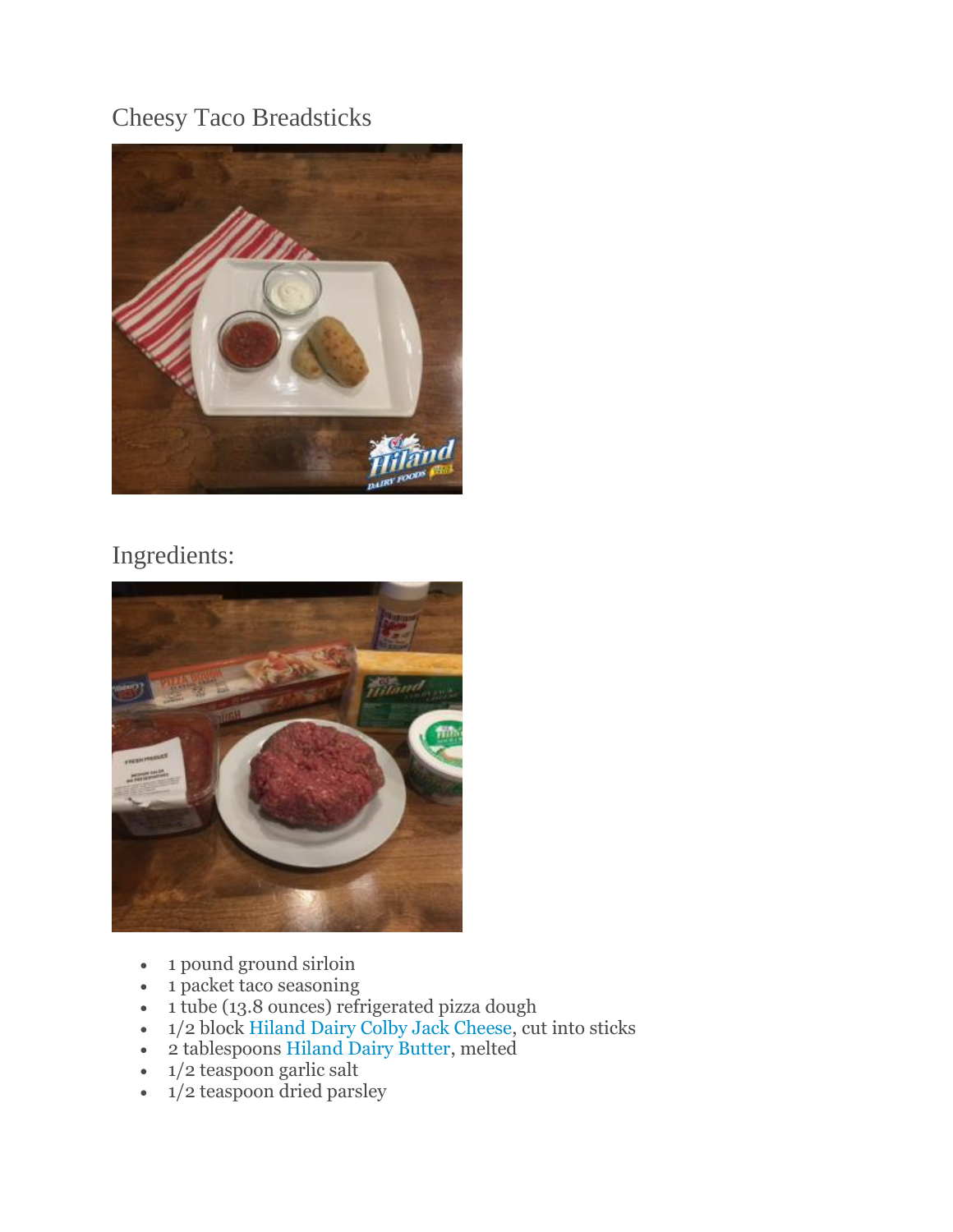# Cheesy Taco Breadsticks

## Ingredients:

- 1 pound ground sirloin
- 1 packet taco seasoning
- 1 tube (13.8 ounces) refrigerated pizza dough
- 1/2 block Hiland Dairy Colby Jack Cheese, cut into sticks
- 2 tablespoons Hiland Dairy Butter, melted
- 1/2 teaspoon garlic salt
- 1/2 teaspoon dried parsley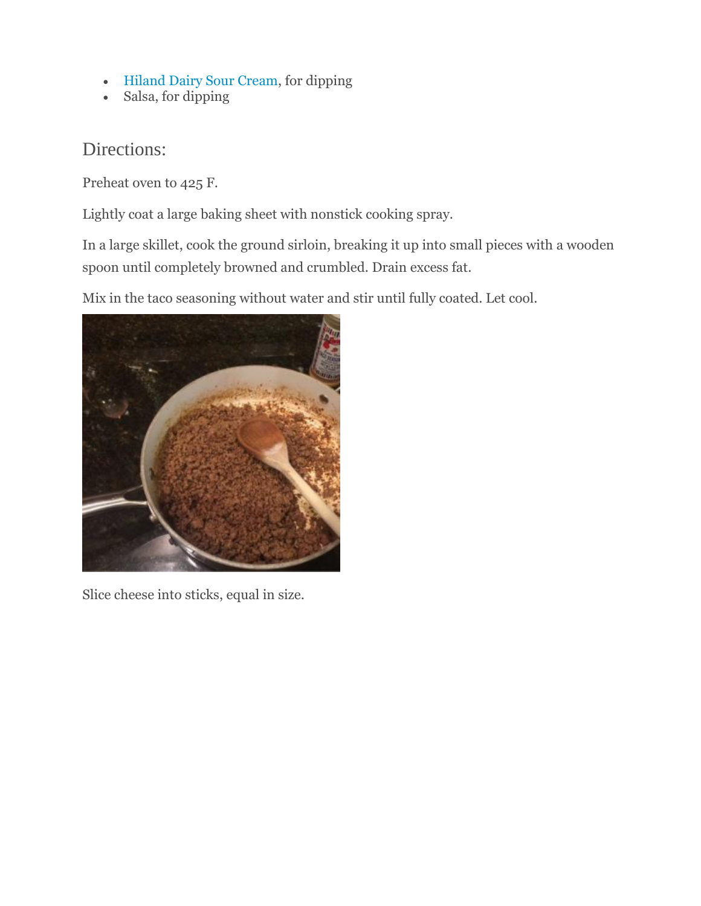- Hiland Dairy Sour Cream, for dipping
- Salsa, for dipping

## Directions:

Preheat oven to 425 F.

Lightly coat a large baking sheet with nonstick cooking spray.

In a large skillet, cook the ground sirloin, breaking it up into small pieces with a wooden spoon until completely browned and crumbled. Drain excess fat.

Mix in the taco seasoning without water and stir until fully coated. Let cool.

Slice cheese into sticks, equal in size.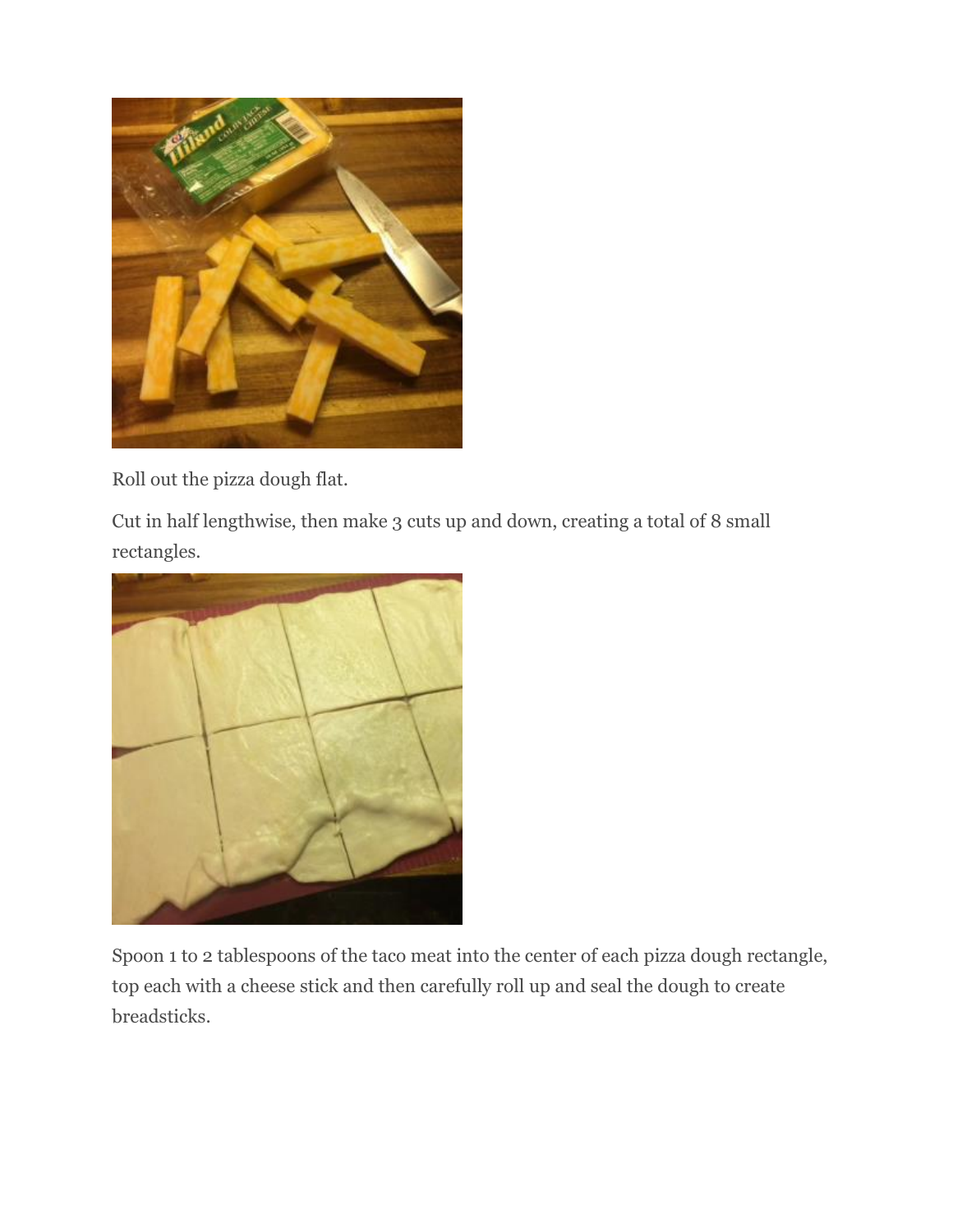Roll out the pizza dough flat.

Cut in half lengthwise, then make 3 cuts up and down, creating a total of 8 small rectangles.

Spoon 1 to 2 tablespoons of the taco meat into the center of each pizza dough rectangle, top each with a cheese stick and then carefully roll up and seal the dough to create breadsticks.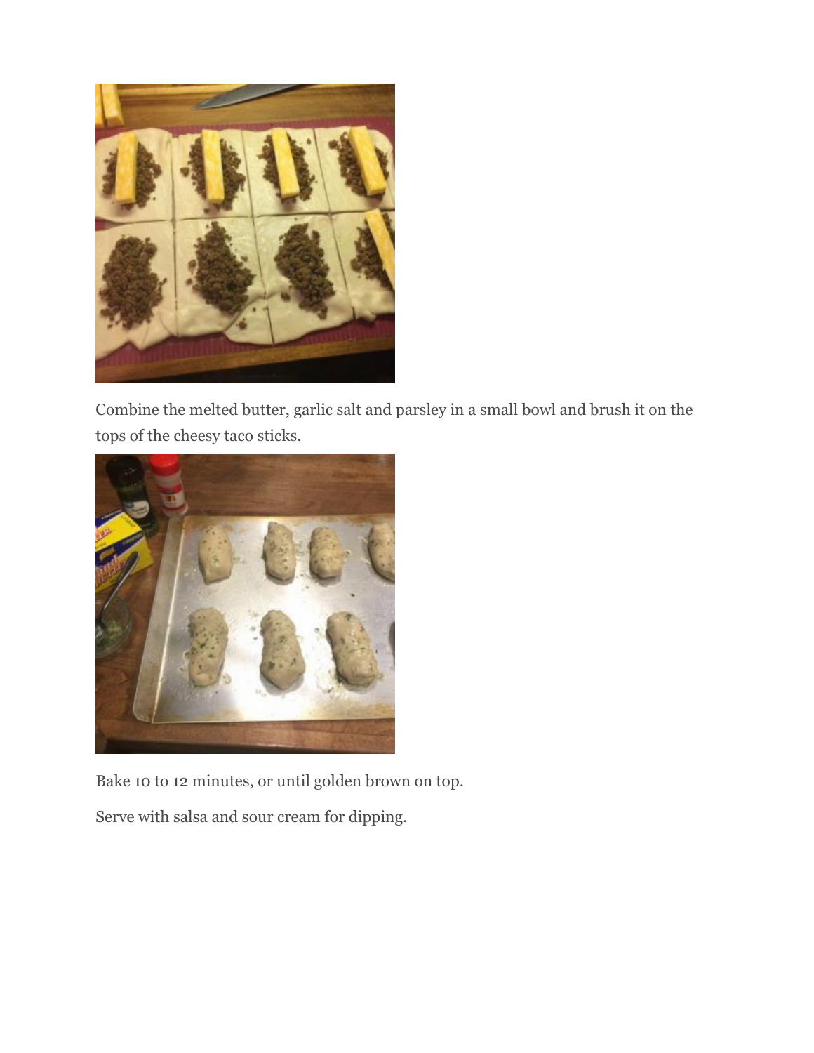Combine the melted butter, garlic salt and parsley in a small bowl and brush it on the tops of the cheesy taco sticks.

Bake 10 to 12 minutes, or until golden brown on top.

Serve with salsa and sour cream for dipping.